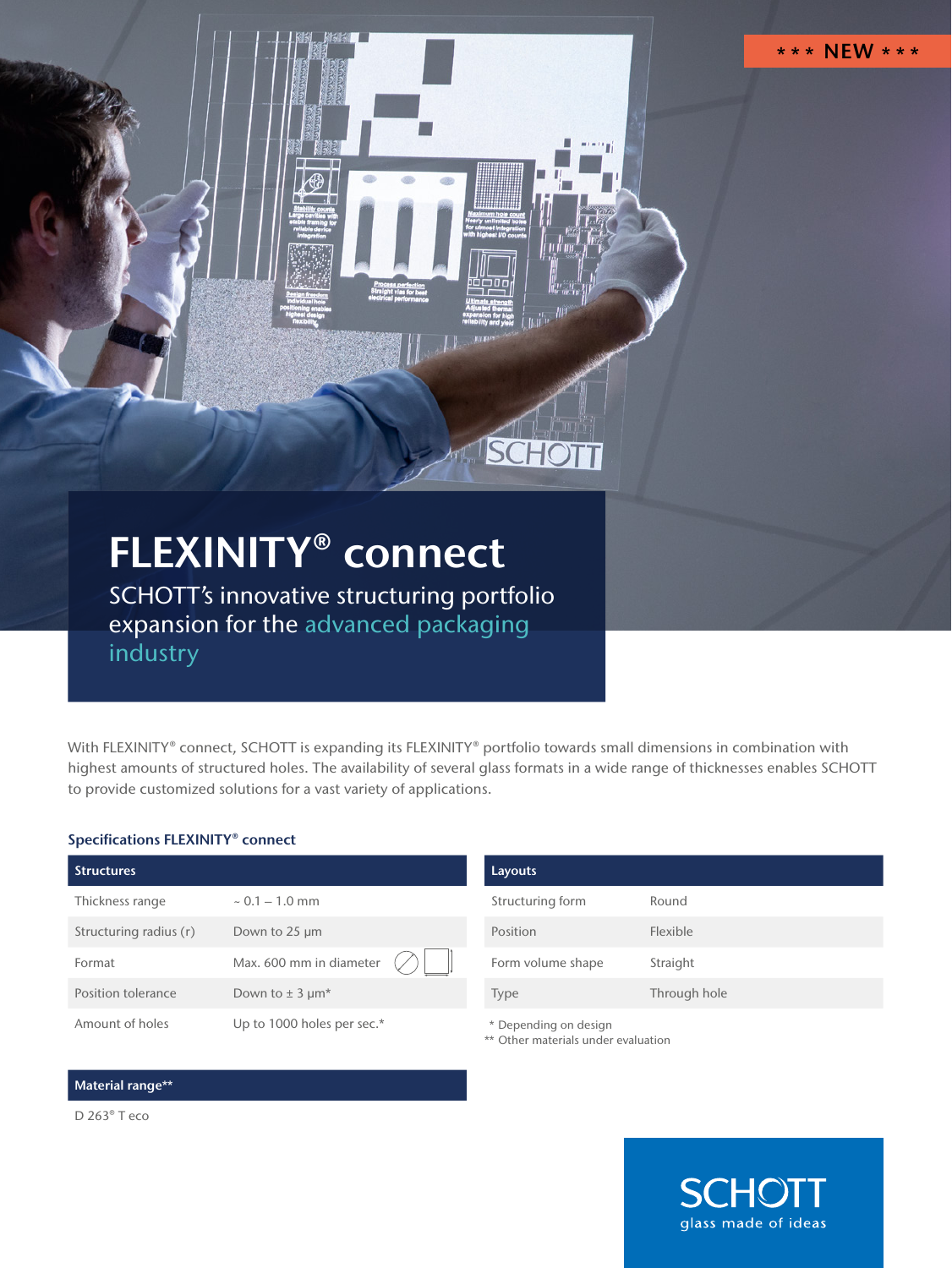*** NEW ***

# FLEXINITY® connect

## SCHOTT's innovative structuring portfolio expansion for the advanced packaging industry

With FLEXINITY® connect, SCHOTT is expanding its FLEXINITY® portfolio towards small dimensions in combination with highest amounts of structured holes. The availability of several glass formats in a wide range of thicknesses enables SCHOTT to provide customized solutions for a vast variety of applications.

### Specifications FLEXINITY® connect

| Structures | |
|---|---|
| Thickness range | ~ 0.1 – 1.0 mm |
| Structuring radius (r) | Down to 25 µm |
| Format | Max. 600 mm in diameter |
| Position tolerance | Down to ± 3 µm* |
| Amount of holes | Up to 1000 holes per sec.* |

| Layouts | |
|---|---|
| Structuring form | Round |
| Position | Flexible |
| Form volume shape | Straight |
| Type | Through hole |

\* Depending on design
** Other materials under evaluation

| Material range** |
|---|
| D 263® T eco |

SCHOTT
glass made of ideas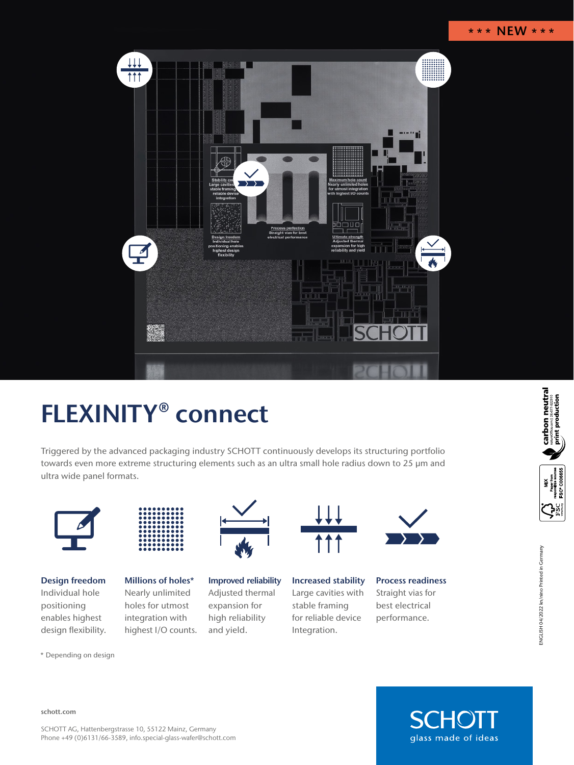*** NEW ***

# FLEXINITY® connect

Triggered by the advanced packaging industry SCHOTT continuously develops its structuring portfolio towards even more extreme structuring elements such as an ultra small hole radius down to 25 µm and ultra wide panel formats.

**Design freedom**
Individual hole positioning enables highest design flexibility.

**Millions of holes***
Nearly unlimited holes for utmost integration with highest I/O counts.

**Improved reliability**
Adjusted thermal expansion for high reliability and yield.

**Increased stability**
Large cavities with stable framing for reliable device Integration.

**Process readiness**
Straight vias for best electrical performance.

* Depending on design

**schott.com**

SCHOTT AG, Hattenbergstrasse 10, 55122 Mainz, Germany
Phone +49 (0)6131/66-3589, info.special-glass-wafer@schott.com

SCHOTT
glass made of ideas

ENGLISH 04/2022 kn/nino Printed in Germany